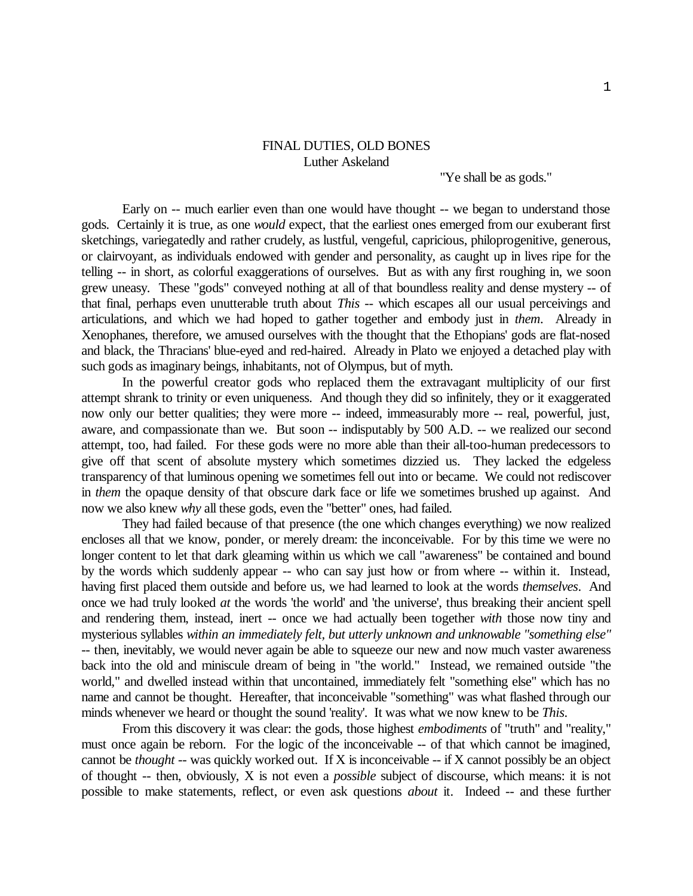# FINAL DUTIES, OLD BONES

Luther Askeland

"Ye shall be as gods."

Early on -- much earlier even than one would have thought -- we began to understand those gods. Certainly it is true, as one *would* expect, that the earliest ones emerged from our exuberant first sketchings, variegatedly and rather crudely, as lustful, vengeful, capricious, philoprogenitive, generous, or clairvoyant, as individuals endowed with gender and personality, as caught up in lives ripe for the telling -- in short, as colorful exaggerations of ourselves. But as with any first roughing in, we soon grew uneasy. These "gods" conveyed nothing at all of that boundless reality and dense mystery -- of that final, perhaps even unutterable truth about *This* -- which escapes all our usual perceivings and articulations, and which we had hoped to gather together and embody just in *them*. Already in Xenophanes, therefore, we amused ourselves with the thought that the Ethopians' gods are flat-nosed and black, the Thracians' blue-eyed and red-haired. Already in Plato we enjoyed a detached play with such gods as imaginary beings, inhabitants, not of Olympus, but of myth.

In the powerful creator gods who replaced them the extravagant multiplicity of our first attempt shrank to trinity or even uniqueness. And though they did so infinitely, they or it exaggerated now only our better qualities; they were more -- indeed, immeasurably more -- real, powerful, just, aware, and compassionate than we. But soon -- indisputably by 500 A.D. -- we realized our second attempt, too, had failed. For these gods were no more able than their all-too-human predecessors to give off that scent of absolute mystery which sometimes dizzied us. They lacked the edgeless transparency of that luminous opening we sometimes fell out into or became. We could not rediscover in *them* the opaque density of that obscure dark face or life we sometimes brushed up against. And now we also knew *why* all these gods, even the "better" ones, had failed.

They had failed because of that presence (the one which changes everything) we now realized encloses all that we know, ponder, or merely dream: the inconceivable. For by this time we were no longer content to let that dark gleaming within us which we call "awareness" be contained and bound by the words which suddenly appear -- who can say just how or from where -- within it. Instead, having first placed them outside and before us, we had learned to look at the words *themselves*. And once we had truly looked *at* the words 'the world' and 'the universe', thus breaking their ancient spell and rendering them, instead, inert -- once we had actually been together *with* those now tiny and mysterious syllables *within an immediately felt, but utterly unknown and unknowable "something else"* -- then, inevitably, we would never again be able to squeeze our new and now much vaster awareness back into the old and miniscule dream of being in "the world." Instead, we remained outside "the world," and dwelled instead within that uncontained, immediately felt "something else" which has no name and cannot be thought. Hereafter, that inconceivable "something" was what flashed through our minds whenever we heard or thought the sound 'reality'. It was what we now knew to be *This*.

From this discovery it was clear: the gods, those highest *embodiments* of "truth" and "reality," must once again be reborn. For the logic of the inconceivable -- of that which cannot be imagined, cannot be *thought* -- was quickly worked out. If X is inconceivable -- if X cannot possibly be an object of thought -- then, obviously, X is not even a *possible* subject of discourse, which means: it is not possible to make statements, reflect, or even ask questions *about* it. Indeed -- and these further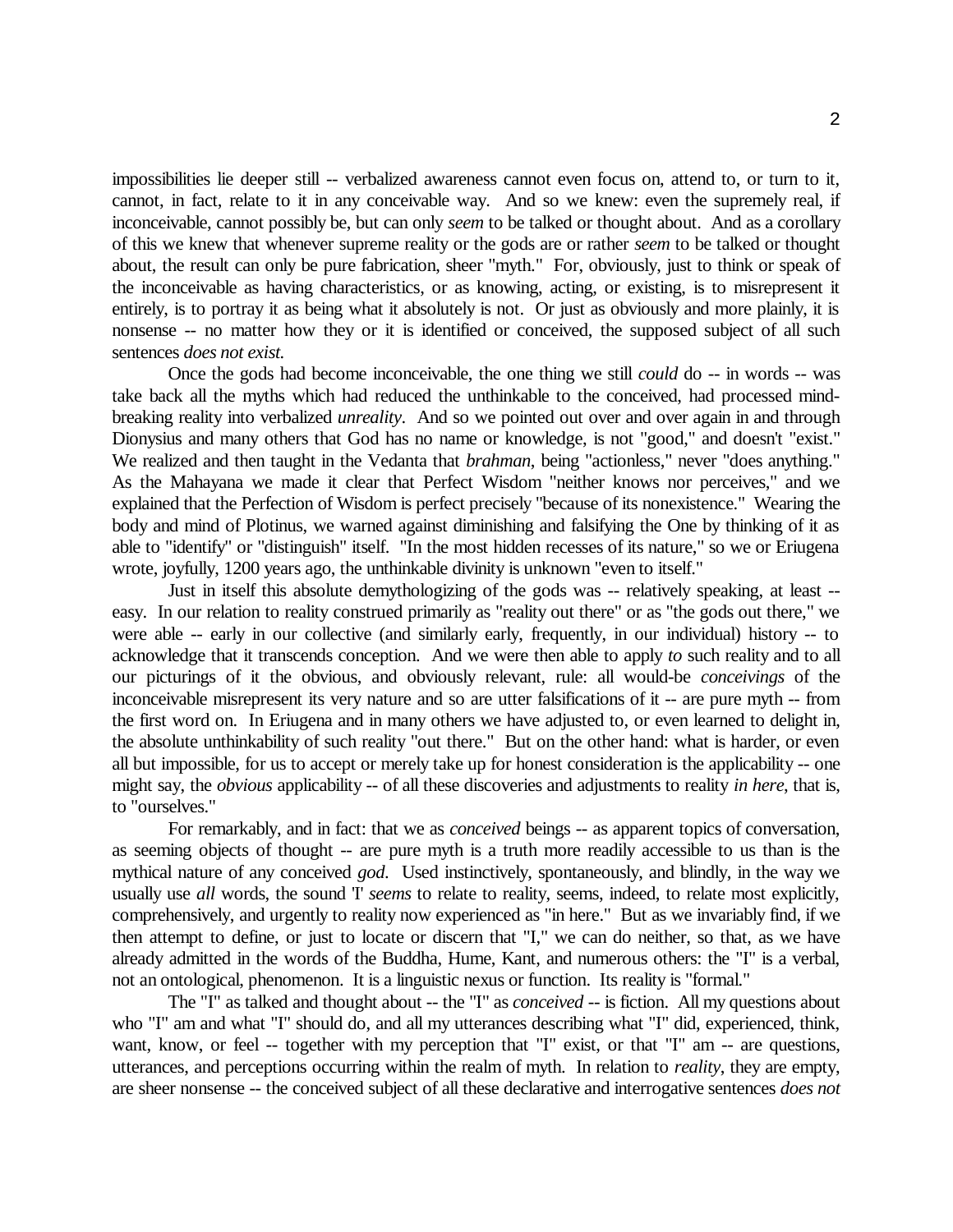impossibilities lie deeper still -- verbalized awareness cannot even focus on, attend to, or turn to it, cannot, in fact, relate to it in any conceivable way. And so we knew: even the supremely real, if inconceivable, cannot possibly be, but can only *seem* to be talked or thought about. And as a corollary of this we knew that whenever supreme reality or the gods are or rather *seem* to be talked or thought about, the result can only be pure fabrication, sheer "myth." For, obviously, just to think or speak of the inconceivable as having characteristics, or as knowing, acting, or existing, is to misrepresent it entirely, is to portray it as being what it absolutely is not. Or just as obviously and more plainly, it is nonsense -- no matter how they or it is identified or conceived, the supposed subject of all such sentences *does not exist.*

Once the gods had become inconceivable, the one thing we still *could* do -- in words -- was take back all the myths which had reduced the unthinkable to the conceived, had processed mind-breaking reality into verbalized *unreality*. And so we pointed out over and over again in and through Dionysius and many others that God has no name or knowledge, is not "good," and doesn't "exist." We realized and then taught in the Vedanta that *brahman*, being "actionless," never "does anything." As the Mahayana we made it clear that Perfect Wisdom "neither knows nor perceives," and we explained that the Perfection of Wisdom is perfect precisely "because of its nonexistence." Wearing the body and mind of Plotinus, we warned against diminishing and falsifying the One by thinking of it as able to "identify" or "distinguish" itself. "In the most hidden recesses of its nature," so we or Eriugena wrote, joyfully, 1200 years ago, the unthinkable divinity is unknown "even to itself."

Just in itself this absolute demythologizing of the gods was -- relatively speaking, at least -- easy. In our relation to reality construed primarily as "reality out there" or as "the gods out there," we were able -- early in our collective (and similarly early, frequently, in our individual) history -- to acknowledge that it transcends conception. And we were then able to apply *to* such reality and to all our picturings of it the obvious, and obviously relevant, rule: all would-be *conceivings* of the inconceivable misrepresent its very nature and so are utter falsifications of it -- are pure myth -- from the first word on. In Eriugena and in many others we have adjusted to, or even learned to delight in, the absolute unthinkability of such reality "out there." But on the other hand: what is harder, or even all but impossible, for us to accept or merely take up for honest consideration is the applicability -- one might say, the *obvious* applicability -- of all these discoveries and adjustments to reality *in here*, that is, to "ourselves."

For remarkably, and in fact: that we as *conceived* beings -- as apparent topics of conversation, as seeming objects of thought -- are pure myth is a truth more readily accessible to us than is the mythical nature of any conceived *god*. Used instinctively, spontaneously, and blindly, in the way we usually use *all* words, the sound 'I' *seems* to relate to reality, seems, indeed, to relate most explicitly, comprehensively, and urgently to reality now experienced as "in here." But as we invariably find, if we then attempt to define, or just to locate or discern that "I," we can do neither, so that, as we have already admitted in the words of the Buddha, Hume, Kant, and numerous others: the "I" is a verbal, not an ontological, phenomenon. It is a linguistic nexus or function. Its reality is "formal."

The "I" as talked and thought about -- the "I" as *conceived* -- is fiction. All my questions about who "I" am and what "I" should do, and all my utterances describing what "I" did, experienced, think, want, know, or feel -- together with my perception that "I" exist, or that "I" am -- are questions, utterances, and perceptions occurring within the realm of myth. In relation to *reality*, they are empty, are sheer nonsense -- the conceived subject of all these declarative and interrogative sentences *does not*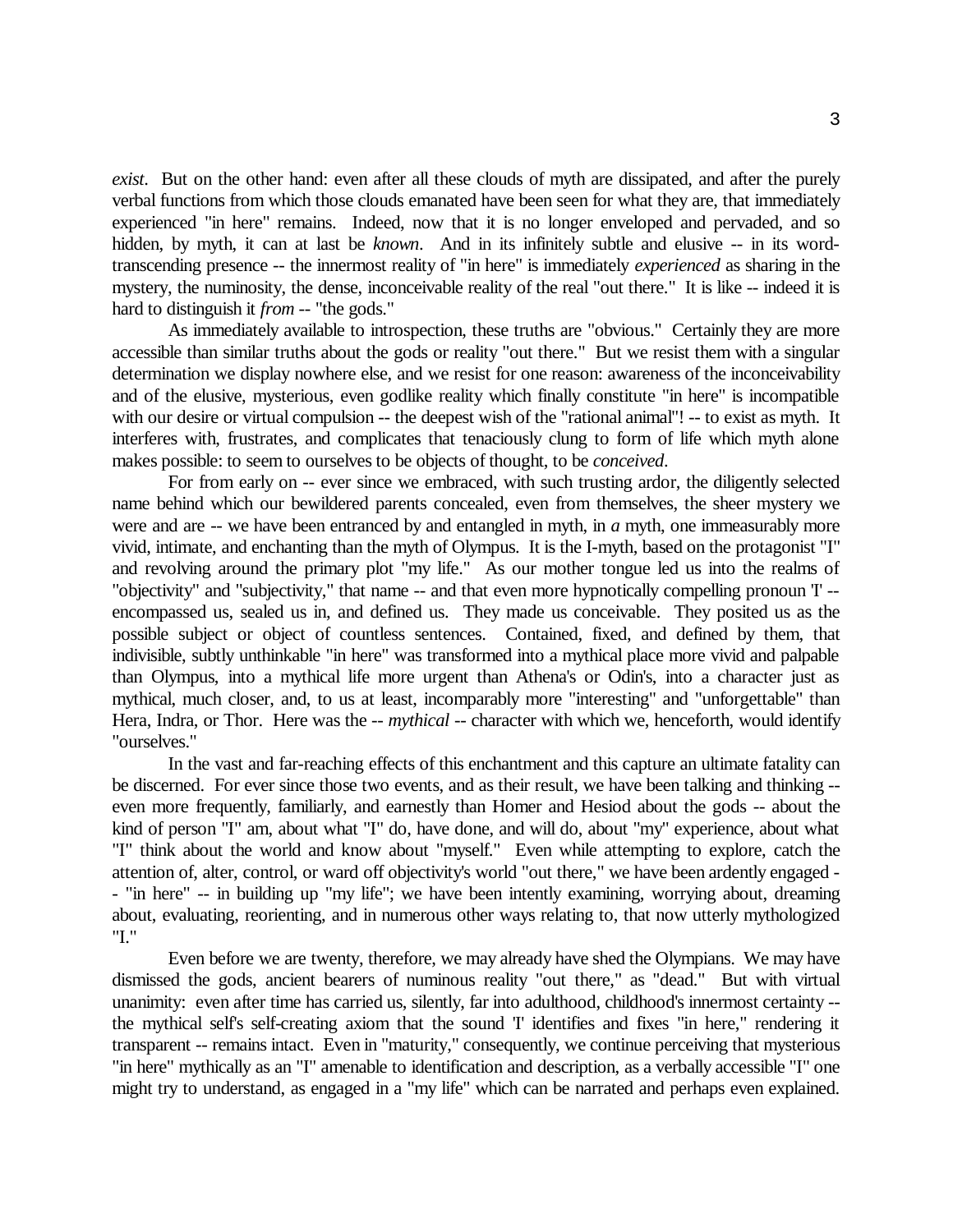*exist*. But on the other hand: even after all these clouds of myth are dissipated, and after the purely verbal functions from which those clouds emanated have been seen for what they are, that immediately experienced "in here" remains. Indeed, now that it is no longer enveloped and pervaded, and so hidden, by myth, it can at last be *known*. And in its infinitely subtle and elusive -- in its word-transcending presence -- the innermost reality of "in here" is immediately *experienced* as sharing in the mystery, the numinosity, the dense, inconceivable reality of the real "out there." It is like -- indeed it is hard to distinguish it *from* -- "the gods."

As immediately available to introspection, these truths are "obvious." Certainly they are more accessible than similar truths about the gods or reality "out there." But we resist them with a singular determination we display nowhere else, and we resist for one reason: awareness of the inconceivability and of the elusive, mysterious, even godlike reality which finally constitute "in here" is incompatible with our desire or virtual compulsion -- the deepest wish of the "rational animal"! -- to exist as myth. It interferes with, frustrates, and complicates that tenaciously clung to form of life which myth alone makes possible: to seem to ourselves to be objects of thought, to be *conceived*.

For from early on -- ever since we embraced, with such trusting ardor, the diligently selected name behind which our bewildered parents concealed, even from themselves, the sheer mystery we were and are -- we have been entranced by and entangled in myth, in *a* myth, one immeasurably more vivid, intimate, and enchanting than the myth of Olympus. It is the I-myth, based on the protagonist "I" and revolving around the primary plot "my life." As our mother tongue led us into the realms of "objectivity" and "subjectivity," that name -- and that even more hypnotically compelling pronoun 'I' -- encompassed us, sealed us in, and defined us. They made us conceivable. They posited us as the possible subject or object of countless sentences. Contained, fixed, and defined by them, that indivisible, subtly unthinkable "in here" was transformed into a mythical place more vivid and palpable than Olympus, into a mythical life more urgent than Athena's or Odin's, into a character just as mythical, much closer, and, to us at least, incomparably more "interesting" and "unforgettable" than Hera, Indra, or Thor. Here was the -- *mythical* -- character with which we, henceforth, would identify "ourselves."

In the vast and far-reaching effects of this enchantment and this capture an ultimate fatality can be discerned. For ever since those two events, and as their result, we have been talking and thinking -- even more frequently, familiarly, and earnestly than Homer and Hesiod about the gods -- about the kind of person "I" am, about what "I" do, have done, and will do, about "my" experience, about what "I" think about the world and know about "myself." Even while attempting to explore, catch the attention of, alter, control, or ward off objectivity's world "out there," we have been ardently engaged -- "in here" -- in building up "my life"; we have been intently examining, worrying about, dreaming about, evaluating, reorienting, and in numerous other ways relating to, that now utterly mythologized "I."

Even before we are twenty, therefore, we may already have shed the Olympians. We may have dismissed the gods, ancient bearers of numinous reality "out there," as "dead." But with virtual unanimity: even after time has carried us, silently, far into adulthood, childhood's innermost certainty -- the mythical self's self-creating axiom that the sound 'I' identifies and fixes "in here," rendering it transparent -- remains intact. Even in "maturity," consequently, we continue perceiving that mysterious "in here" mythically as an "I" amenable to identification and description, as a verbally accessible "I" one might try to understand, as engaged in a "my life" which can be narrated and perhaps even explained.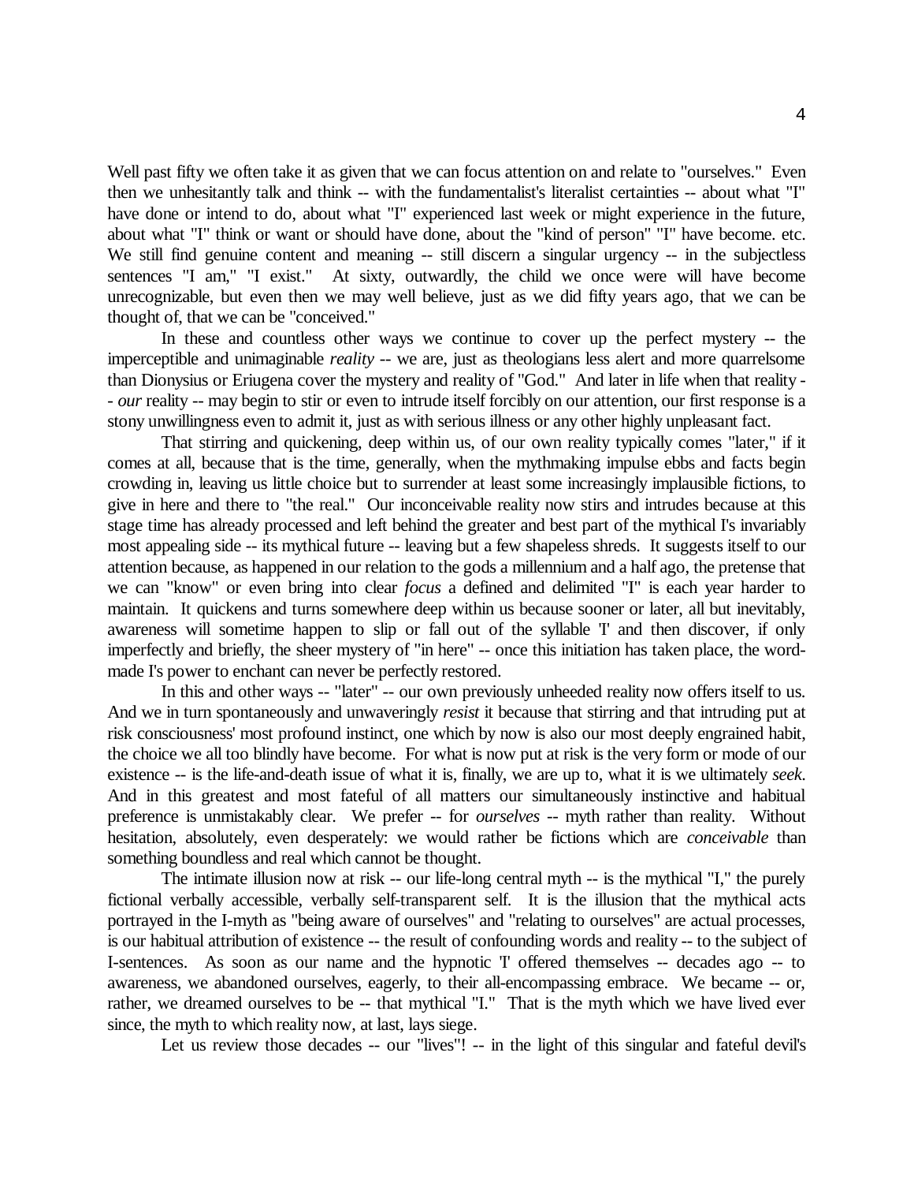Well past fifty we often take it as given that we can focus attention on and relate to "ourselves." Even then we unhesitantly talk and think -- with the fundamentalist's literalist certainties -- about what "I" have done or intend to do, about what "I" experienced last week or might experience in the future, about what "I" think or want or should have done, about the "kind of person" "I" have become. etc. We still find genuine content and meaning -- still discern a singular urgency -- in the subjectless sentences "I am," "I exist." At sixty, outwardly, the child we once were will have become unrecognizable, but even then we may well believe, just as we did fifty years ago, that we can be thought of, that we can be "conceived."

In these and countless other ways we continue to cover up the perfect mystery -- the imperceptible and unimaginable *reality* -- we are, just as theologians less alert and more quarrelsome than Dionysius or Eriugena cover the mystery and reality of "God." And later in life when that reality -- *our* reality -- may begin to stir or even to intrude itself forcibly on our attention, our first response is a stony unwillingness even to admit it, just as with serious illness or any other highly unpleasant fact.

That stirring and quickening, deep within us, of our own reality typically comes "later," if it comes at all, because that is the time, generally, when the mythmaking impulse ebbs and facts begin crowding in, leaving us little choice but to surrender at least some increasingly implausible fictions, to give in here and there to "the real." Our inconceivable reality now stirs and intrudes because at this stage time has already processed and left behind the greater and best part of the mythical I's invariably most appealing side -- its mythical future -- leaving but a few shapeless shreds. It suggests itself to our attention because, as happened in our relation to the gods a millennium and a half ago, the pretense that we can "know" or even bring into clear *focus* a defined and delimited "I" is each year harder to maintain. It quickens and turns somewhere deep within us because sooner or later, all but inevitably, awareness will sometime happen to slip or fall out of the syllable 'I' and then discover, if only imperfectly and briefly, the sheer mystery of "in here" -- once this initiation has taken place, the word-made I's power to enchant can never be perfectly restored.

In this and other ways -- "later" -- our own previously unheeded reality now offers itself to us. And we in turn spontaneously and unwaveringly *resist* it because that stirring and that intruding put at risk consciousness' most profound instinct, one which by now is also our most deeply engrained habit, the choice we all too blindly have become. For what is now put at risk is the very form or mode of our existence -- is the life-and-death issue of what it is, finally, we are up to, what it is we ultimately *seek*. And in this greatest and most fateful of all matters our simultaneously instinctive and habitual preference is unmistakably clear. We prefer -- for *ourselves* -- myth rather than reality. Without hesitation, absolutely, even desperately: we would rather be fictions which are *conceivable* than something boundless and real which cannot be thought.

The intimate illusion now at risk -- our life-long central myth -- is the mythical "I," the purely fictional verbally accessible, verbally self-transparent self. It is the illusion that the mythical acts portrayed in the I-myth as "being aware of ourselves" and "relating to ourselves" are actual processes, is our habitual attribution of existence -- the result of confounding words and reality -- to the subject of I-sentences. As soon as our name and the hypnotic 'I' offered themselves -- decades ago -- to awareness, we abandoned ourselves, eagerly, to their all-encompassing embrace. We became -- or, rather, we dreamed ourselves to be -- that mythical "I." That is the myth which we have lived ever since, the myth to which reality now, at last, lays siege.

Let us review those decades -- our "lives"! -- in the light of this singular and fateful devil's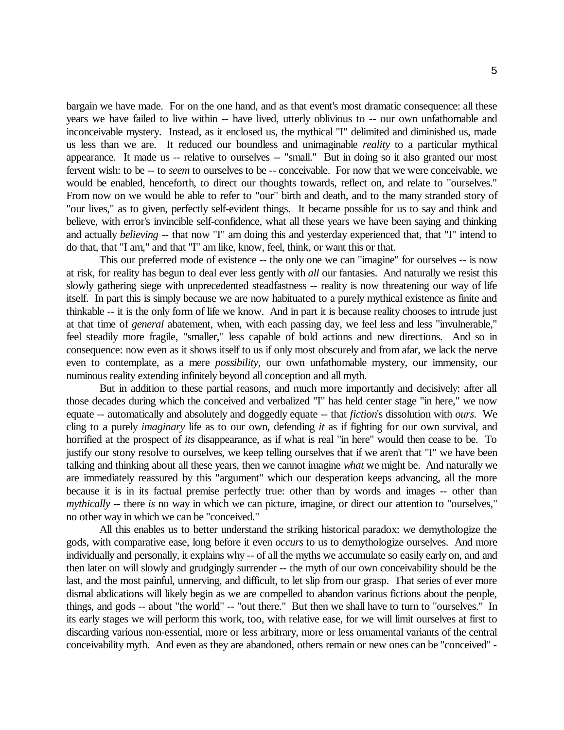bargain we have made. For on the one hand, and as that event's most dramatic consequence: all these years we have failed to live within -- have lived, utterly oblivious to -- our own unfathomable and inconceivable mystery. Instead, as it enclosed us, the mythical "I" delimited and diminished us, made us less than we are. It reduced our boundless and unimaginable *reality* to a particular mythical appearance. It made us -- relative to ourselves -- "small." But in doing so it also granted our most fervent wish: to be -- to *seem* to ourselves to be -- conceivable. For now that we were conceivable, we would be enabled, henceforth, to direct our thoughts towards, reflect on, and relate to "ourselves." From now on we would be able to refer to "our" birth and death, and to the many stranded story of "our lives," as to given, perfectly self-evident things. It became possible for us to say and think and believe, with error's invincible self-confidence, what all these years we have been saying and thinking and actually *believing* -- that now "I" am doing this and yesterday experienced that, that "I" intend to do that, that "I am," and that "I" am like, know, feel, think, or want this or that.

This our preferred mode of existence -- the only one we can "imagine" for ourselves -- is now at risk, for reality has begun to deal ever less gently with *all* our fantasies. And naturally we resist this slowly gathering siege with unprecedented steadfastness -- reality is now threatening our way of life itself. In part this is simply because we are now habituated to a purely mythical existence as finite and thinkable -- it is the only form of life we know. And in part it is because reality chooses to intrude just at that time of *general* abatement, when, with each passing day, we feel less and less "invulnerable," feel steadily more fragile, "smaller," less capable of bold actions and new directions. And so in consequence: now even as it shows itself to us if only most obscurely and from afar, we lack the nerve even to contemplate, as a mere *possibility*, our own unfathomable mystery, our immensity, our numinous reality extending infinitely beyond all conception and all myth.

But in addition to these partial reasons, and much more importantly and decisively: after all those decades during which the conceived and verbalized "I" has held center stage "in here," we now equate -- automatically and absolutely and doggedly equate -- that *fiction*'s dissolution with *ours*. We cling to a purely *imaginary* life as to our own, defending *it* as if fighting for our own survival, and horrified at the prospect of *its* disappearance, as if what is real "in here" would then cease to be. To justify our stony resolve to ourselves, we keep telling ourselves that if we aren't that "I" we have been talking and thinking about all these years, then we cannot imagine *what* we might be. And naturally we are immediately reassured by this "argument" which our desperation keeps advancing, all the more because it is in its factual premise perfectly true: other than by words and images -- other than *mythically* -- there *is* no way in which we can picture, imagine, or direct our attention to "ourselves," no other way in which we can be "conceived."

All this enables us to better understand the striking historical paradox: we demythologize the gods, with comparative ease, long before it even *occurs* to us to demythologize ourselves. And more individually and personally, it explains why -- of all the myths we accumulate so easily early on, and and then later on will slowly and grudgingly surrender -- the myth of our own conceivability should be the last, and the most painful, unnerving, and difficult, to let slip from our grasp. That series of ever more dismal abdications will likely begin as we are compelled to abandon various fictions about the people, things, and gods -- about "the world" -- "out there." But then we shall have to turn to "ourselves." In its early stages we will perform this work, too, with relative ease, for we will limit ourselves at first to discarding various non-essential, more or less arbitrary, more or less ornamental variants of the central conceivability myth. And even as they are abandoned, others remain or new ones can be "conceived" -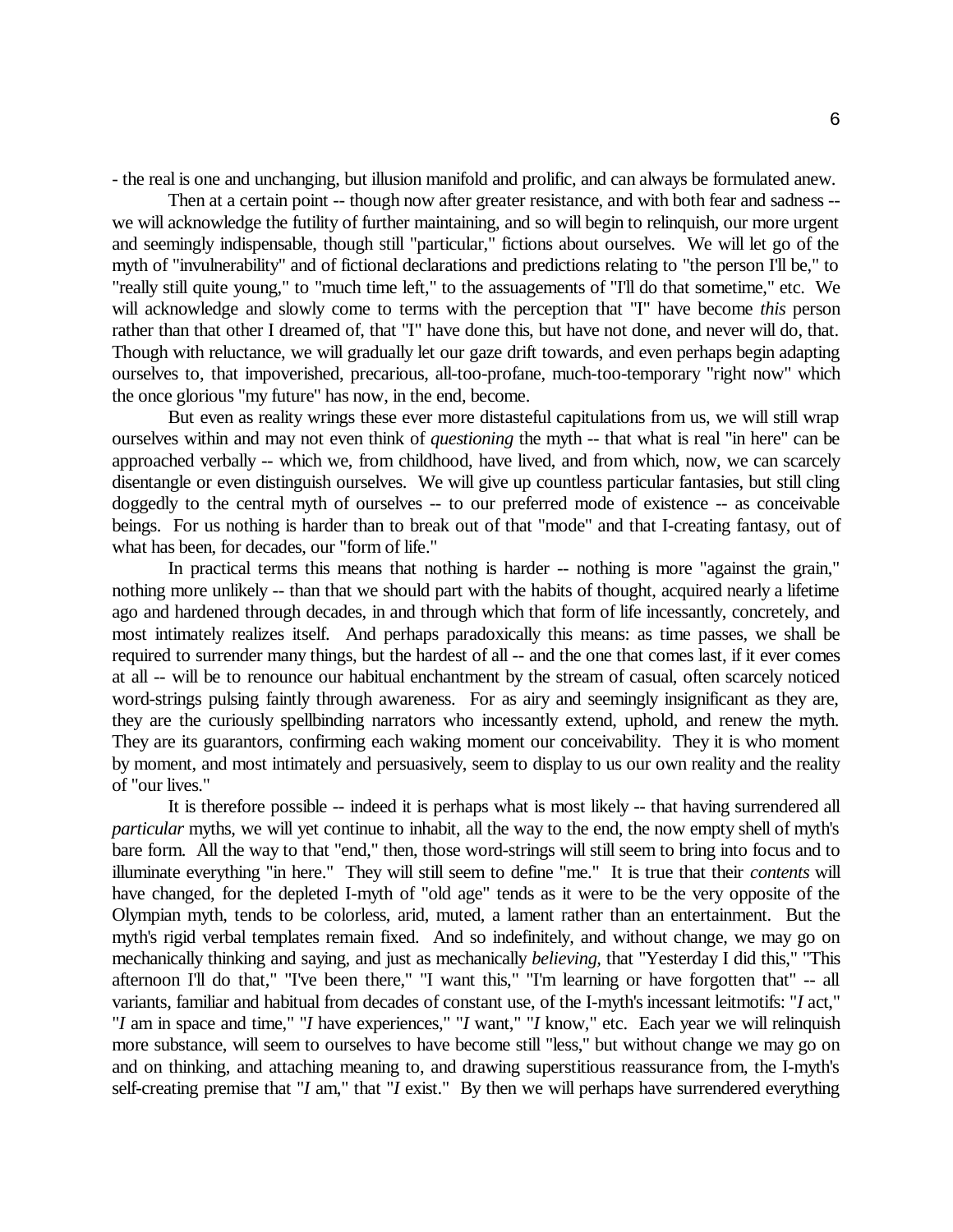- the real is one and unchanging, but illusion manifold and prolific, and can always be formulated anew.

Then at a certain point -- though now after greater resistance, and with both fear and sadness -- we will acknowledge the futility of further maintaining, and so will begin to relinquish, our more urgent and seemingly indispensable, though still "particular," fictions about ourselves. We will let go of the myth of "invulnerability" and of fictional declarations and predictions relating to "the person I'll be," to "really still quite young," to "much time left," to the assuagements of "I'll do that sometime," etc. We will acknowledge and slowly come to terms with the perception that "I" have become *this* person rather than that other I dreamed of, that "I" have done this, but have not done, and never will do, that. Though with reluctance, we will gradually let our gaze drift towards, and even perhaps begin adapting ourselves to, that impoverished, precarious, all-too-profane, much-too-temporary "right now" which the once glorious "my future" has now, in the end, become.

But even as reality wrings these ever more distasteful capitulations from us, we will still wrap ourselves within and may not even think of *questioning* the myth -- that what is real "in here" can be approached verbally -- which we, from childhood, have lived, and from which, now, we can scarcely disentangle or even distinguish ourselves. We will give up countless particular fantasies, but still cling doggedly to the central myth of ourselves -- to our preferred mode of existence -- as conceivable beings. For us nothing is harder than to break out of that "mode" and that I-creating fantasy, out of what has been, for decades, our "form of life."

In practical terms this means that nothing is harder -- nothing is more "against the grain," nothing more unlikely -- than that we should part with the habits of thought, acquired nearly a lifetime ago and hardened through decades, in and through which that form of life incessantly, concretely, and most intimately realizes itself. And perhaps paradoxically this means: as time passes, we shall be required to surrender many things, but the hardest of all -- and the one that comes last, if it ever comes at all -- will be to renounce our habitual enchantment by the stream of casual, often scarcely noticed word-strings pulsing faintly through awareness. For as airy and seemingly insignificant as they are, they are the curiously spellbinding narrators who incessantly extend, uphold, and renew the myth. They are its guarantors, confirming each waking moment our conceivability. They it is who moment by moment, and most intimately and persuasively, seem to display to us our own reality and the reality of "our lives."

It is therefore possible -- indeed it is perhaps what is most likely -- that having surrendered all *particular* myths, we will yet continue to inhabit, all the way to the end, the now empty shell of myth's bare form. All the way to that "end," then, those word-strings will still seem to bring into focus and to illuminate everything "in here." They will still seem to define "me." It is true that their *contents* will have changed, for the depleted I-myth of "old age" tends as it were to be the very opposite of the Olympian myth, tends to be colorless, arid, muted, a lament rather than an entertainment. But the myth's rigid verbal templates remain fixed. And so indefinitely, and without change, we may go on mechanically thinking and saying, and just as mechanically *believing*, that "Yesterday I did this," "This afternoon I'll do that," "I've been there," "I want this," "I'm learning or have forgotten that" -- all variants, familiar and habitual from decades of constant use, of the I-myth's incessant leitmotifs: "*I* act," "*I* am in space and time," "*I* have experiences," "*I* want," "*I* know," etc. Each year we will relinquish more substance, will seem to ourselves to have become still "less," but without change we may go on and on thinking, and attaching meaning to, and drawing superstitious reassurance from, the I-myth's self-creating premise that "*I* am," that "*I* exist." By then we will perhaps have surrendered everything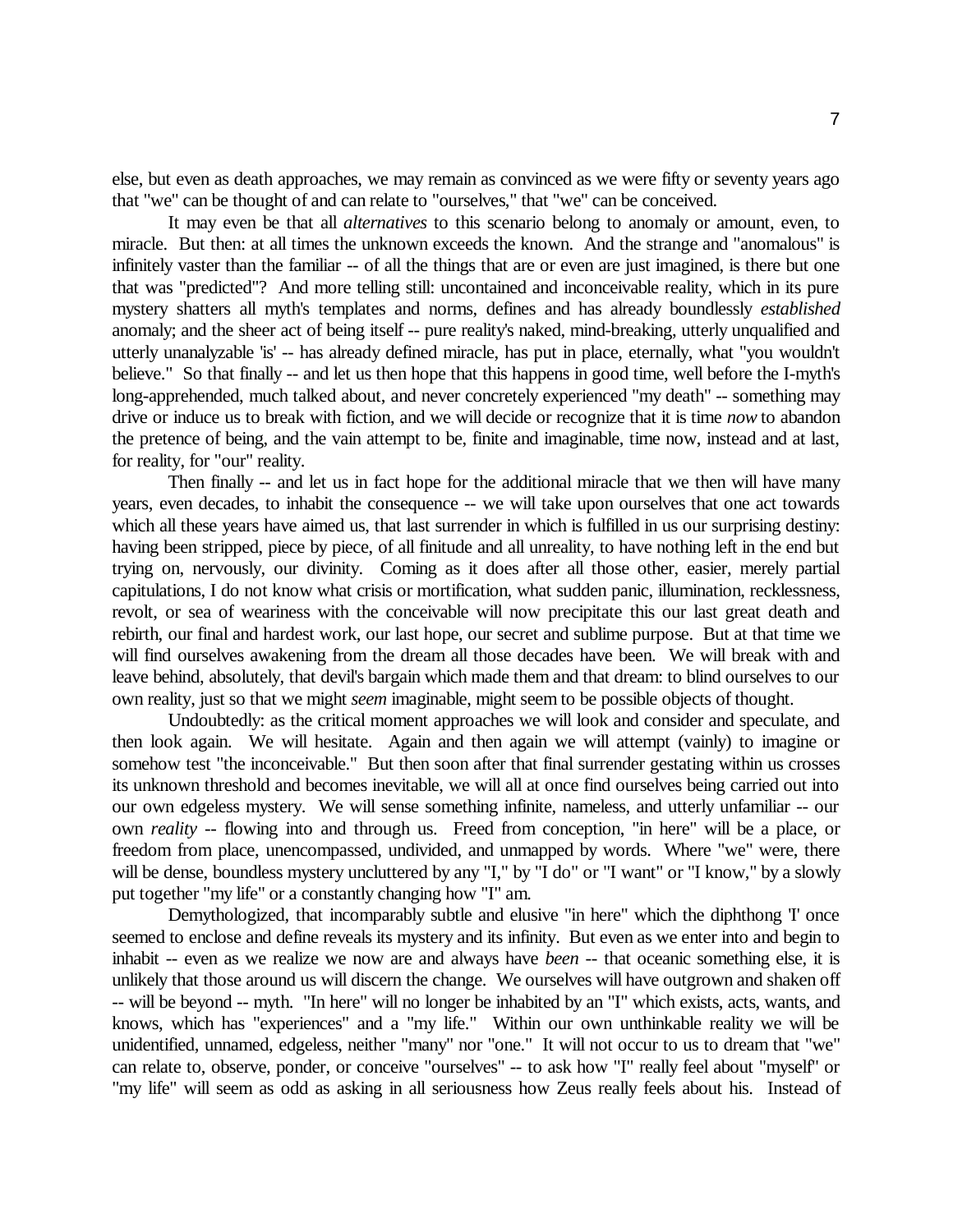else, but even as death approaches, we may remain as convinced as we were fifty or seventy years ago that "we" can be thought of and can relate to "ourselves," that "we" can be conceived.

It may even be that all *alternatives* to this scenario belong to anomaly or amount, even, to miracle. But then: at all times the unknown exceeds the known. And the strange and "anomalous" is infinitely vaster than the familiar -- of all the things that are or even are just imagined, is there but one that was "predicted"? And more telling still: uncontained and inconceivable reality, which in its pure mystery shatters all myth's templates and norms, defines and has already boundlessly *established* anomaly; and the sheer act of being itself -- pure reality's naked, mind-breaking, utterly unqualified and utterly unanalyzable 'is' -- has already defined miracle, has put in place, eternally, what "you wouldn't believe." So that finally -- and let us then hope that this happens in good time, well before the I-myth's long-apprehended, much talked about, and never concretely experienced "my death" -- something may drive or induce us to break with fiction, and we will decide or recognize that it is time *now* to abandon the pretence of being, and the vain attempt to be, finite and imaginable, time now, instead and at last, for reality, for "our" reality.

Then finally -- and let us in fact hope for the additional miracle that we then will have many years, even decades, to inhabit the consequence -- we will take upon ourselves that one act towards which all these years have aimed us, that last surrender in which is fulfilled in us our surprising destiny: having been stripped, piece by piece, of all finitude and all unreality, to have nothing left in the end but trying on, nervously, our divinity. Coming as it does after all those other, easier, merely partial capitulations, I do not know what crisis or mortification, what sudden panic, illumination, recklessness, revolt, or sea of weariness with the conceivable will now precipitate this our last great death and rebirth, our final and hardest work, our last hope, our secret and sublime purpose. But at that time we will find ourselves awakening from the dream all those decades have been. We will break with and leave behind, absolutely, that devil's bargain which made them and that dream: to blind ourselves to our own reality, just so that we might *seem* imaginable, might seem to be possible objects of thought.

Undoubtedly: as the critical moment approaches we will look and consider and speculate, and then look again. We will hesitate. Again and then again we will attempt (vainly) to imagine or somehow test "the inconceivable." But then soon after that final surrender gestating within us crosses its unknown threshold and becomes inevitable, we will all at once find ourselves being carried out into our own edgeless mystery. We will sense something infinite, nameless, and utterly unfamiliar -- our own *reality* -- flowing into and through us. Freed from conception, "in here" will be a place, or freedom from place, unencompassed, undivided, and unmapped by words. Where "we" were, there will be dense, boundless mystery uncluttered by any "I," by "I do" or "I want" or "I know," by a slowly put together "my life" or a constantly changing how "I" am.

Demythologized, that incomparably subtle and elusive "in here" which the diphthong 'I' once seemed to enclose and define reveals its mystery and its infinity. But even as we enter into and begin to inhabit -- even as we realize we now are and always have *been* -- that oceanic something else, it is unlikely that those around us will discern the change. We ourselves will have outgrown and shaken off -- will be beyond -- myth. "In here" will no longer be inhabited by an "I" which exists, acts, wants, and knows, which has "experiences" and a "my life." Within our own unthinkable reality we will be unidentified, unnamed, edgeless, neither "many" nor "one." It will not occur to us to dream that "we" can relate to, observe, ponder, or conceive "ourselves" -- to ask how "I" really feel about "myself" or "my life" will seem as odd as asking in all seriousness how Zeus really feels about his. Instead of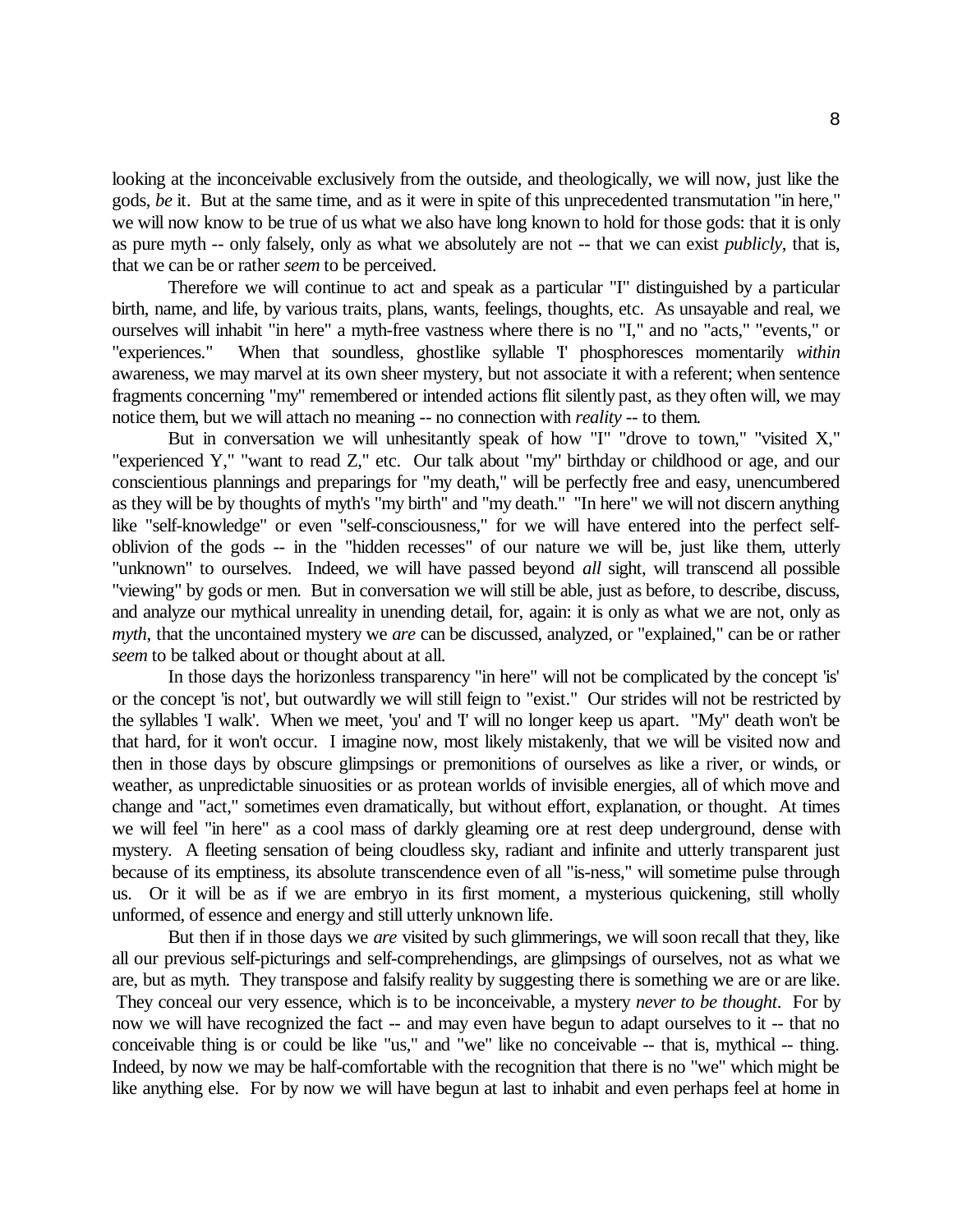looking at the inconceivable exclusively from the outside, and theologically, we will now, just like the gods, *be* it. But at the same time, and as it were in spite of this unprecedented transmutation "in here," we will now know to be true of us what we also have long known to hold for those gods: that it is only as pure myth -- only falsely, only as what we absolutely are not -- that we can exist *publicly*, that is, that we can be or rather *seem* to be perceived.

Therefore we will continue to act and speak as a particular "I" distinguished by a particular birth, name, and life, by various traits, plans, wants, feelings, thoughts, etc. As unsayable and real, we ourselves will inhabit "in here" a myth-free vastness where there is no "I," and no "acts," "events," or "experiences." When that soundless, ghostlike syllable 'I' phosphoresces momentarily *within* awareness, we may marvel at its own sheer mystery, but not associate it with a referent; when sentence fragments concerning "my" remembered or intended actions flit silently past, as they often will, we may notice them, but we will attach no meaning -- no connection with *reality* -- to them.

But in conversation we will unhesitantly speak of how "I" "drove to town," "visited X," "experienced Y," "want to read Z," etc. Our talk about "my" birthday or childhood or age, and our conscientious plannings and preparings for "my death," will be perfectly free and easy, unencumbered as they will be by thoughts of myth's "my birth" and "my death." "In here" we will not discern anything like "self-knowledge" or even "self-consciousness," for we will have entered into the perfect self-oblivion of the gods -- in the "hidden recesses" of our nature we will be, just like them, utterly "unknown" to ourselves. Indeed, we will have passed beyond *all* sight, will transcend all possible "viewing" by gods or men. But in conversation we will still be able, just as before, to describe, discuss, and analyze our mythical unreality in unending detail, for, again: it is only as what we are not, only as *myth*, that the uncontained mystery we *are* can be discussed, analyzed, or "explained," can be or rather *seem* to be talked about or thought about at all.

In those days the horizonless transparency "in here" will not be complicated by the concept 'is' or the concept 'is not', but outwardly we will still feign to "exist." Our strides will not be restricted by the syllables 'I walk'. When we meet, 'you' and 'I' will no longer keep us apart. "My" death won't be that hard, for it won't occur. I imagine now, most likely mistakenly, that we will be visited now and then in those days by obscure glimpsings or premonitions of ourselves as like a river, or winds, or weather, as unpredictable sinuosities or as protean worlds of invisible energies, all of which move and change and "act," sometimes even dramatically, but without effort, explanation, or thought. At times we will feel "in here" as a cool mass of darkly gleaming ore at rest deep underground, dense with mystery. A fleeting sensation of being cloudless sky, radiant and infinite and utterly transparent just because of its emptiness, its absolute transcendence even of all "is-ness," will sometime pulse through us. Or it will be as if we are embryo in its first moment, a mysterious quickening, still wholly unformed, of essence and energy and still utterly unknown life.

But then if in those days we *are* visited by such glimmerings, we will soon recall that they, like all our previous self-picturings and self-comprehendings, are glimpsings of ourselves, not as what we are, but as myth. They transpose and falsify reality by suggesting there is something we are or are like. They conceal our very essence, which is to be inconceivable, a mystery *never to be thought*. For by now we will have recognized the fact -- and may even have begun to adapt ourselves to it -- that no conceivable thing is or could be like "us," and "we" like no conceivable -- that is, mythical -- thing. Indeed, by now we may be half-comfortable with the recognition that there is no "we" which might be like anything else. For by now we will have begun at last to inhabit and even perhaps feel at home in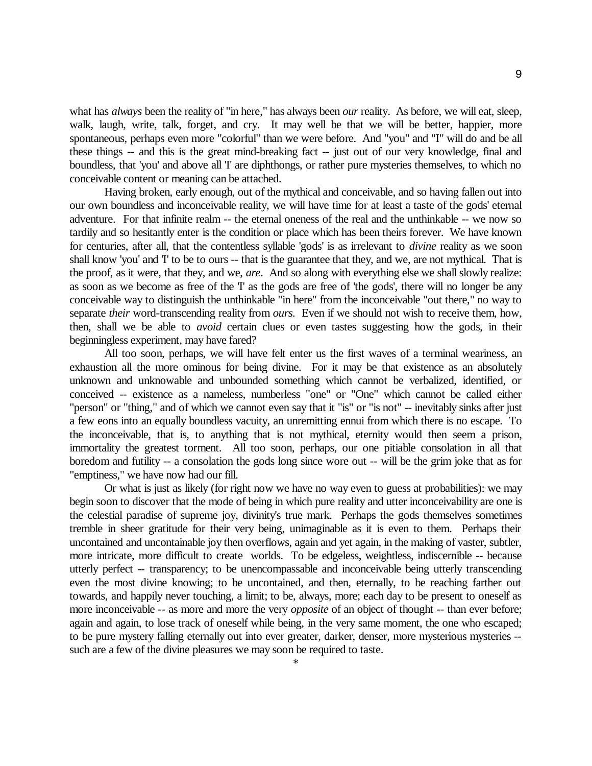what has *always* been the reality of "in here," has always been *our* reality. As before, we will eat, sleep, walk, laugh, write, talk, forget, and cry. It may well be that we will be better, happier, more spontaneous, perhaps even more "colorful" than we were before. And "you" and "I" will do and be all these things -- and this is the great mind-breaking fact -- just out of our very knowledge, final and boundless, that 'you' and above all 'I' are diphthongs, or rather pure mysteries themselves, to which no conceivable content or meaning can be attached.

Having broken, early enough, out of the mythical and conceivable, and so having fallen out into our own boundless and inconceivable reality, we will have time for at least a taste of the gods' eternal adventure. For that infinite realm -- the eternal oneness of the real and the unthinkable -- we now so tardily and so hesitantly enter is the condition or place which has been theirs forever. We have known for centuries, after all, that the contentless syllable 'gods' is as irrelevant to *divine* reality as we soon shall know 'you' and 'I' to be to ours -- that is the guarantee that they, and we, are not mythical. That is the proof, as it were, that they, and we, *are*. And so along with everything else we shall slowly realize: as soon as we become as free of the 'I' as the gods are free of 'the gods', there will no longer be any conceivable way to distinguish the unthinkable "in here" from the inconceivable "out there," no way to separate *their* word-transcending reality from *ours*. Even if we should not wish to receive them, how, then, shall we be able to *avoid* certain clues or even tastes suggesting how the gods, in their beginningless experiment, may have fared?

All too soon, perhaps, we will have felt enter us the first waves of a terminal weariness, an exhaustion all the more ominous for being divine. For it may be that existence as an absolutely unknown and unknowable and unbounded something which cannot be verbalized, identified, or conceived -- existence as a nameless, numberless "one" or "One" which cannot be called either "person" or "thing," and of which we cannot even say that it "is" or "is not" -- inevitably sinks after just a few eons into an equally boundless vacuity, an unremitting ennui from which there is no escape. To the inconceivable, that is, to anything that is not mythical, eternity would then seem a prison, immortality the greatest torment. All too soon, perhaps, our one pitiable consolation in all that boredom and futility -- a consolation the gods long since wore out -- will be the grim joke that as for "emptiness," we have now had our fill.

Or what is just as likely (for right now we have no way even to guess at probabilities): we may begin soon to discover that the mode of being in which pure reality and utter inconceivability are one is the celestial paradise of supreme joy, divinity's true mark. Perhaps the gods themselves sometimes tremble in sheer gratitude for their very being, unimaginable as it is even to them. Perhaps their uncontained and uncontainable joy then overflows, again and yet again, in the making of vaster, subtler, more intricate, more difficult to create worlds. To be edgeless, weightless, indiscernible -- because utterly perfect -- transparency; to be unencompassable and inconceivable being utterly transcending even the most divine knowing; to be uncontained, and then, eternally, to be reaching farther out towards, and happily never touching, a limit; to be, always, more; each day to be present to oneself as more inconceivable -- as more and more the very *opposite* of an object of thought -- than ever before; again and again, to lose track of oneself while being, in the very same moment, the one who escaped; to be pure mystery falling eternally out into ever greater, darker, denser, more mysterious mysteries -- such are a few of the divine pleasures we may soon be required to taste.

*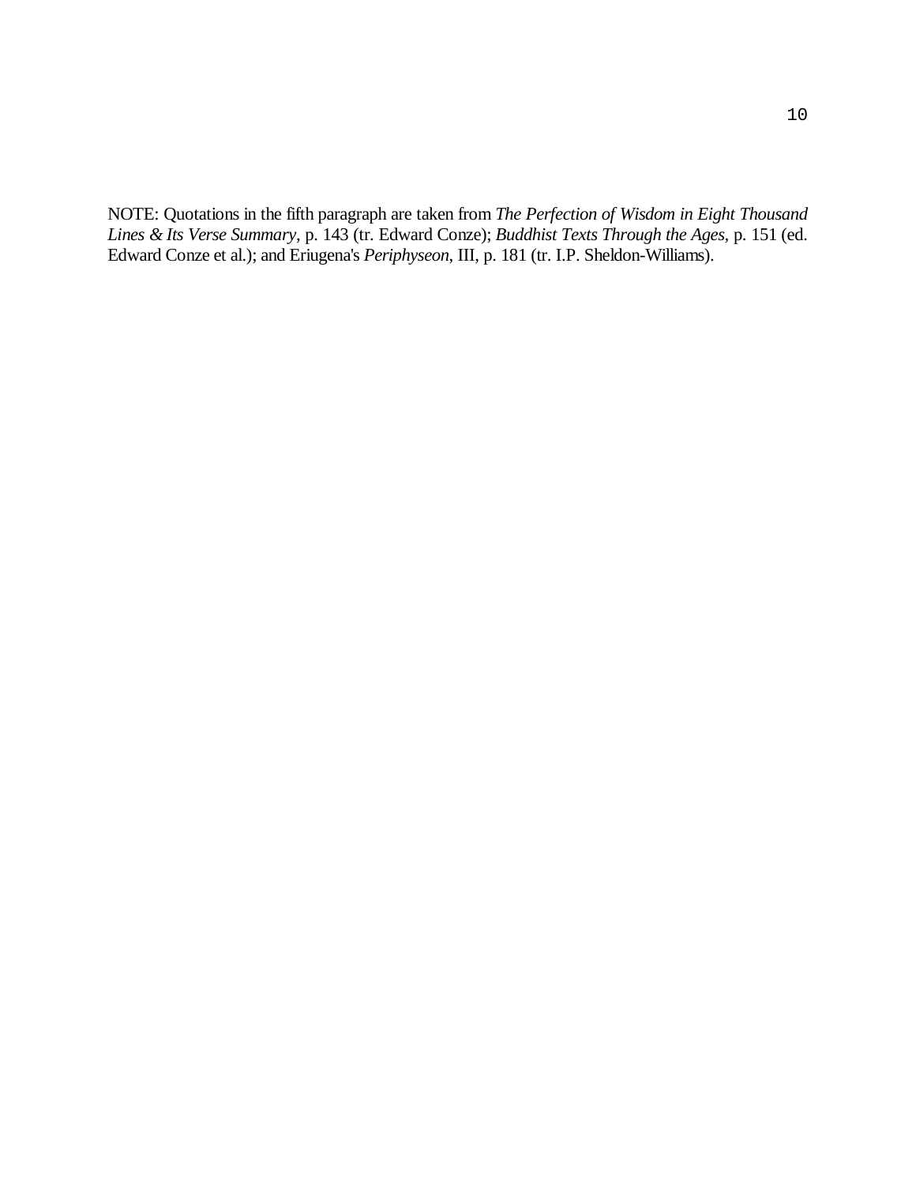NOTE: Quotations in the fifth paragraph are taken from *The Perfection of Wisdom in Eight Thousand Lines & Its Verse Summary*, p. 143 (tr. Edward Conze); *Buddhist Texts Through the Ages*, p. 151 (ed. Edward Conze et al.); and Eriugena's *Periphyseon*, III, p. 181 (tr. I.P. Sheldon-Williams).